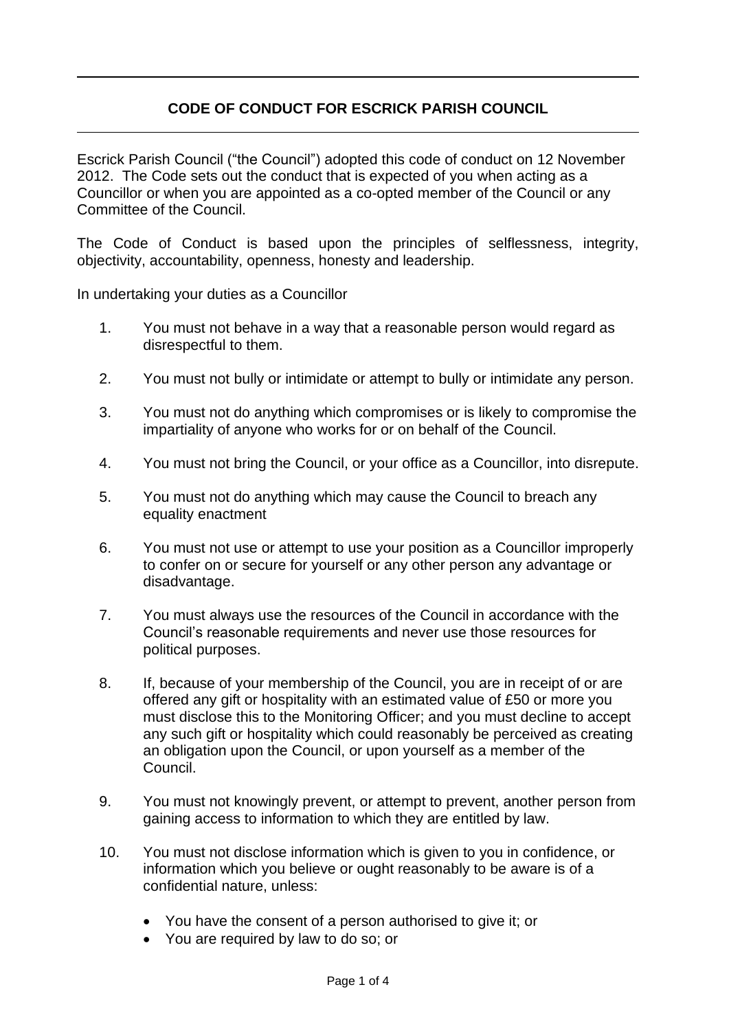# CODE OF CONDUCT FOR ESCRICK PARISH COUNCIL

Escrick Parish Council ("the Council") adopted this code of conduct on 12 November 2012. The Code sets out the conduct that is expected of you when acting as a Councillor or when you are appointed as a co-opted member of the Council or any Committee of the Council.

The Code of Conduct is based upon the principles of selflessness, integrity, objectivity, accountability, openness, honesty and leadership.

In undertaking your duties as a Councillor

1. You must not behave in a way that a reasonable person would regard as disrespectful to them.

2. You must not bully or intimidate or attempt to bully or intimidate any person.

3. You must not do anything which compromises or is likely to compromise the impartiality of anyone who works for or on behalf of the Council.

4. You must not bring the Council, or your office as a Councillor, into disrepute.

5. You must not do anything which may cause the Council to breach any equality enactment

6. You must not use or attempt to use your position as a Councillor improperly to confer on or secure for yourself or any other person any advantage or disadvantage.

7. You must always use the resources of the Council in accordance with the Council's reasonable requirements and never use those resources for political purposes.

8. If, because of your membership of the Council, you are in receipt of or are offered any gift or hospitality with an estimated value of £50 or more you must disclose this to the Monitoring Officer; and you must decline to accept any such gift or hospitality which could reasonably be perceived as creating an obligation upon the Council, or upon yourself as a member of the Council.

9. You must not knowingly prevent, or attempt to prevent, another person from gaining access to information to which they are entitled by law.

10. You must not disclose information which is given to you in confidence, or information which you believe or ought reasonably to be aware is of a confidential nature, unless:

    - You have the consent of a person authorised to give it; or
    - You are required by law to do so; or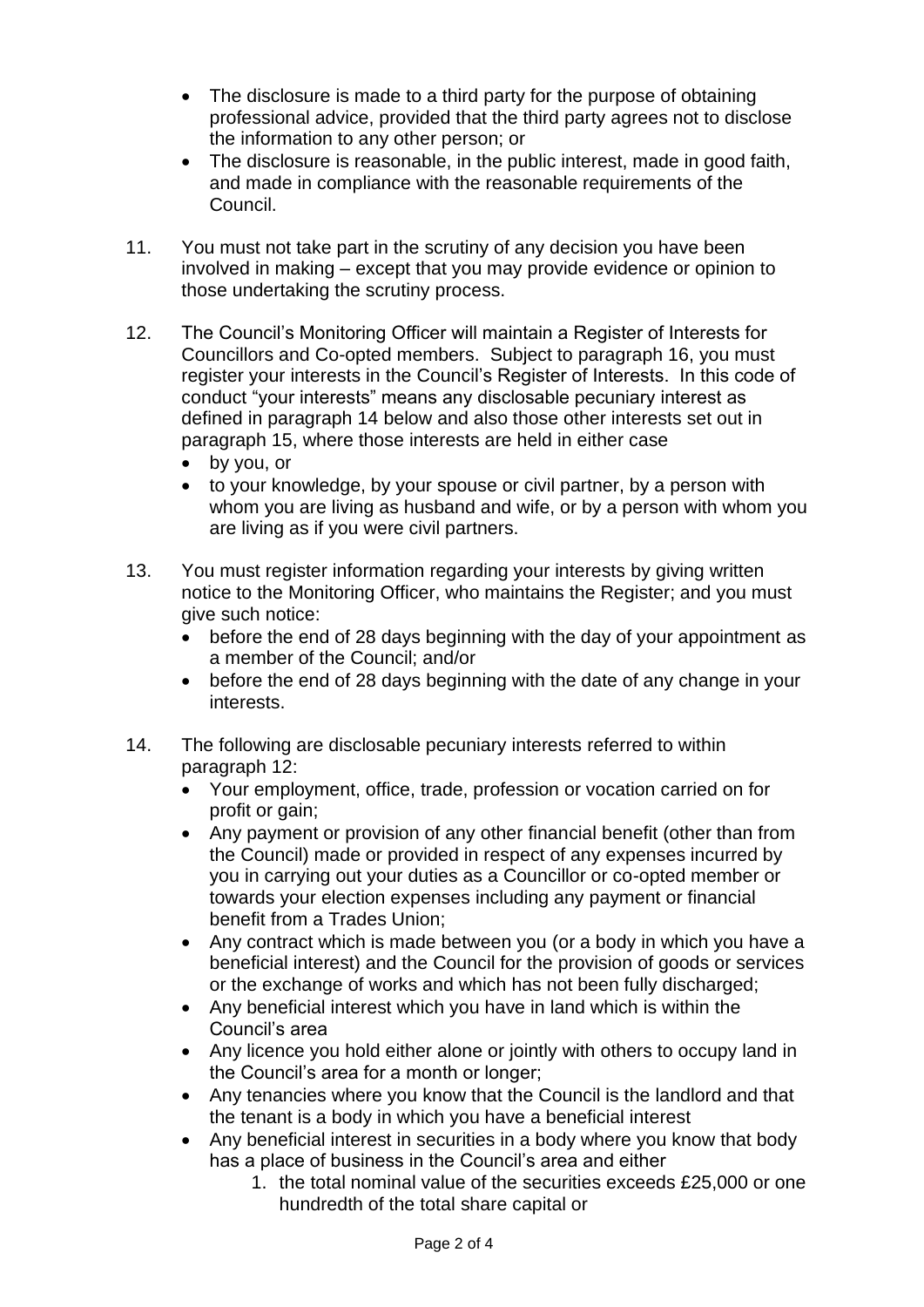- The disclosure is made to a third party for the purpose of obtaining professional advice, provided that the third party agrees not to disclose the information to any other person; or
- The disclosure is reasonable, in the public interest, made in good faith, and made in compliance with the reasonable requirements of the Council.

11. You must not take part in the scrutiny of any decision you have been involved in making – except that you may provide evidence or opinion to those undertaking the scrutiny process.

12. The Council's Monitoring Officer will maintain a Register of Interests for Councillors and Co-opted members. Subject to paragraph 16, you must register your interests in the Council's Register of Interests. In this code of conduct "your interests" means any disclosable pecuniary interest as defined in paragraph 14 below and also those other interests set out in paragraph 15, where those interests are held in either case
    - by you, or
    - to your knowledge, by your spouse or civil partner, by a person with whom you are living as husband and wife, or by a person with whom you are living as if you were civil partners.

13. You must register information regarding your interests by giving written notice to the Monitoring Officer, who maintains the Register; and you must give such notice:
    - before the end of 28 days beginning with the day of your appointment as a member of the Council; and/or
    - before the end of 28 days beginning with the date of any change in your interests.

14. The following are disclosable pecuniary interests referred to within paragraph 12:
    - Your employment, office, trade, profession or vocation carried on for profit or gain;
    - Any payment or provision of any other financial benefit (other than from the Council) made or provided in respect of any expenses incurred by you in carrying out your duties as a Councillor or co-opted member or towards your election expenses including any payment or financial benefit from a Trades Union;
    - Any contract which is made between you (or a body in which you have a beneficial interest) and the Council for the provision of goods or services or the exchange of works and which has not been fully discharged;
    - Any beneficial interest which you have in land which is within the Council's area
    - Any licence you hold either alone or jointly with others to occupy land in the Council's area for a month or longer;
    - Any tenancies where you know that the Council is the landlord and that the tenant is a body in which you have a beneficial interest
    - Any beneficial interest in securities in a body where you know that body has a place of business in the Council's area and either
        1. the total nominal value of the securities exceeds £25,000 or one hundredth of the total share capital or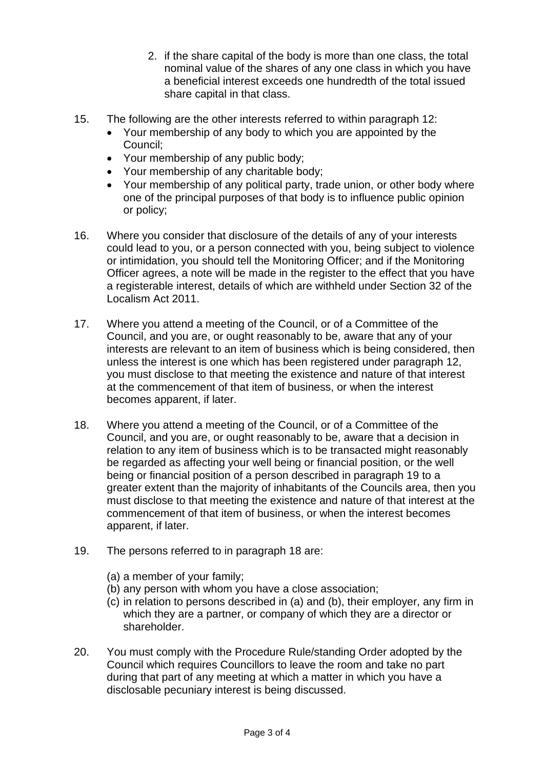2. if the share capital of the body is more than one class, the total nominal value of the shares of any one class in which you have a beneficial interest exceeds one hundredth of the total issued share capital in that class.

15. The following are the other interests referred to within paragraph 12:
    - Your membership of any body to which you are appointed by the Council;
    - Your membership of any public body;
    - Your membership of any charitable body;
    - Your membership of any political party, trade union, or other body where one of the principal purposes of that body is to influence public opinion or policy;

16. Where you consider that disclosure of the details of any of your interests could lead to you, or a person connected with you, being subject to violence or intimidation, you should tell the Monitoring Officer; and if the Monitoring Officer agrees, a note will be made in the register to the effect that you have a registerable interest, details of which are withheld under Section 32 of the Localism Act 2011.

17. Where you attend a meeting of the Council, or of a Committee of the Council, and you are, or ought reasonably to be, aware that any of your interests are relevant to an item of business which is being considered, then unless the interest is one which has been registered under paragraph 12, you must disclose to that meeting the existence and nature of that interest at the commencement of that item of business, or when the interest becomes apparent, if later.

18. Where you attend a meeting of the Council, or of a Committee of the Council, and you are, or ought reasonably to be, aware that a decision in relation to any item of business which is to be transacted might reasonably be regarded as affecting your well being or financial position, or the well being or financial position of a person described in paragraph 19 to a greater extent than the majority of inhabitants of the Councils area, then you must disclose to that meeting the existence and nature of that interest at the commencement of that item of business, or when the interest becomes apparent, if later.

19. The persons referred to in paragraph 18 are:

    (a) a member of your family;
    (b) any person with whom you have a close association;
    (c) in relation to persons described in (a) and (b), their employer, any firm in which they are a partner, or company of which they are a director or shareholder.

20. You must comply with the Procedure Rule/standing Order adopted by the Council which requires Councillors to leave the room and take no part during that part of any meeting at which a matter in which you have a disclosable pecuniary interest is being discussed.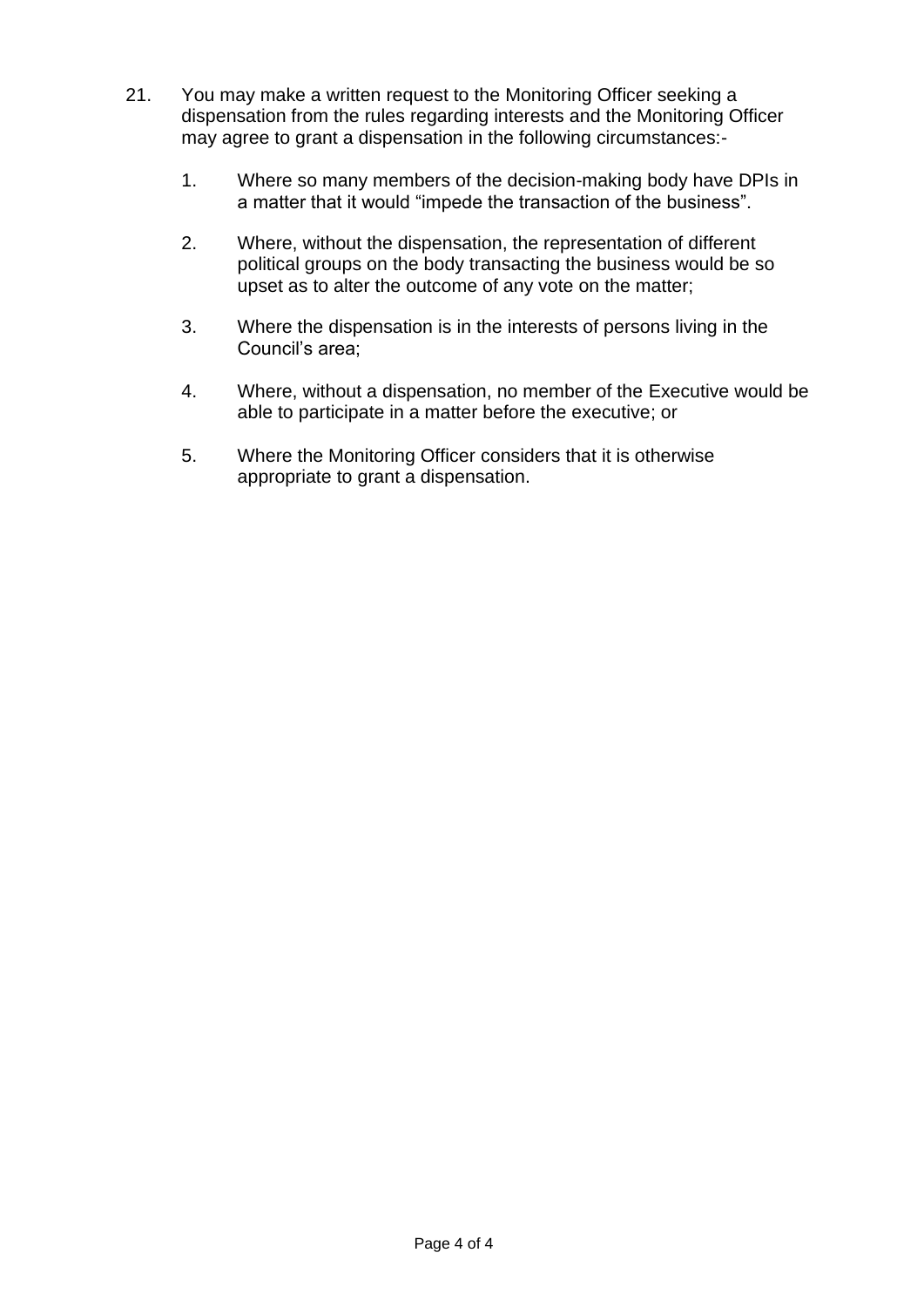21. You may make a written request to the Monitoring Officer seeking a dispensation from the rules regarding interests and the Monitoring Officer may agree to grant a dispensation in the following circumstances:-

    1. Where so many members of the decision-making body have DPIs in a matter that it would "impede the transaction of the business".

    2. Where, without the dispensation, the representation of different political groups on the body transacting the business would be so upset as to alter the outcome of any vote on the matter;

    3. Where the dispensation is in the interests of persons living in the Council's area;

    4. Where, without a dispensation, no member of the Executive would be able to participate in a matter before the executive; or

    5. Where the Monitoring Officer considers that it is otherwise appropriate to grant a dispensation.